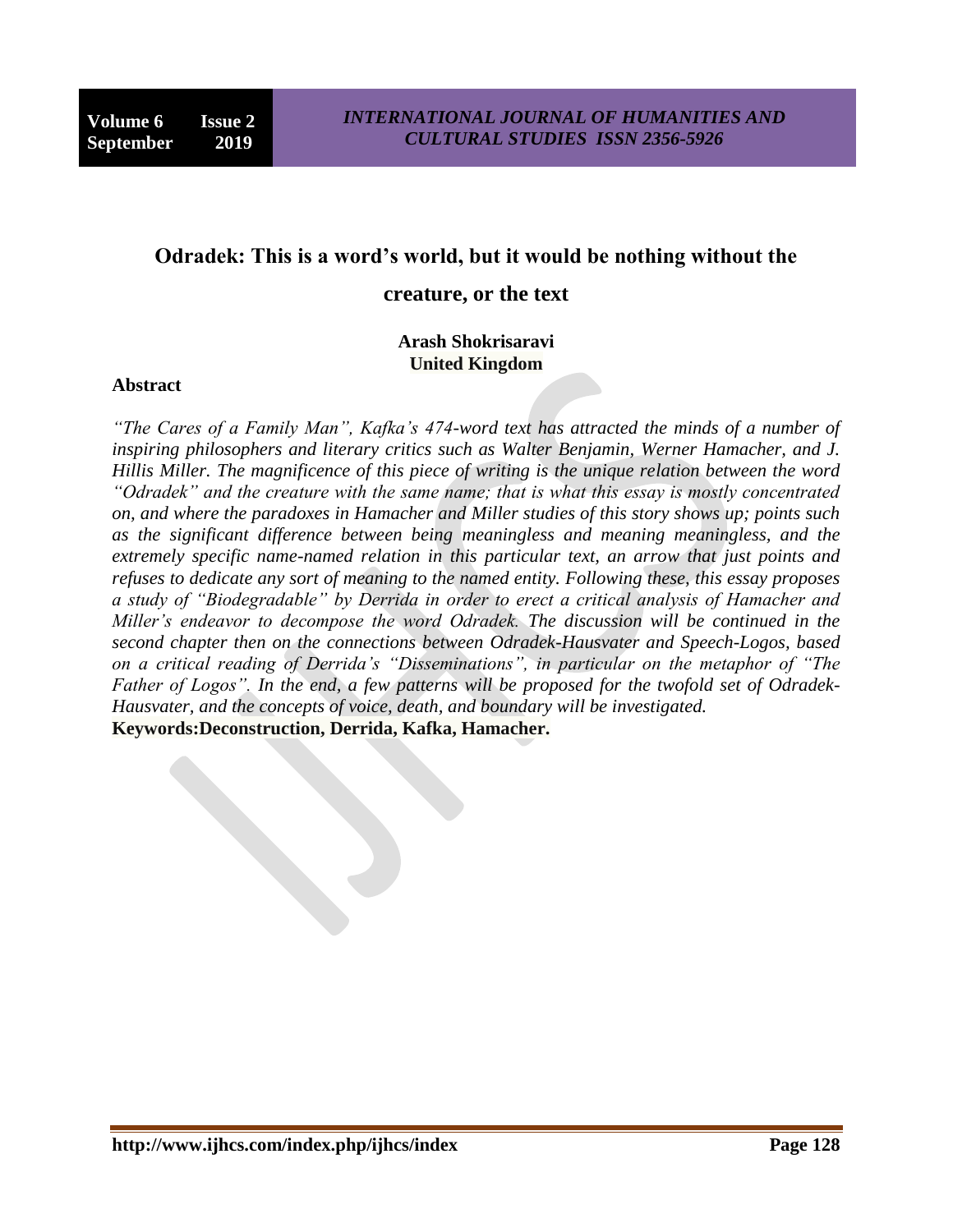# Odradek: This is a word's world, but it would be nothing without the creature, or the text

**Arash Shokrisaravi**
**United Kingdom**

## Abstract

*"The Cares of a Family Man", Kafka's 474-word text has attracted the minds of a number of inspiring philosophers and literary critics such as Walter Benjamin, Werner Hamacher, and J. Hillis Miller. The magnificence of this piece of writing is the unique relation between the word "Odradek" and the creature with the same name; that is what this essay is mostly concentrated on, and where the paradoxes in Hamacher and Miller studies of this story shows up; points such as the significant difference between being meaningless and meaning meaningless, and the extremely specific name-named relation in this particular text, an arrow that just points and refuses to dedicate any sort of meaning to the named entity. Following these, this essay proposes a study of "Biodegradable" by Derrida in order to erect a critical analysis of Hamacher and Miller's endeavor to decompose the word Odradek. The discussion will be continued in the second chapter then on the connections between Odradek-Hausvater and Speech-Logos, based on a critical reading of Derrida's "Disseminations", in particular on the metaphor of "The Father of Logos". In the end, a few patterns will be proposed for the twofold set of Odradek-Hausvater, and the concepts of voice, death, and boundary will be investigated.*

**Keywords:Deconstruction, Derrida, Kafka, Hamacher.**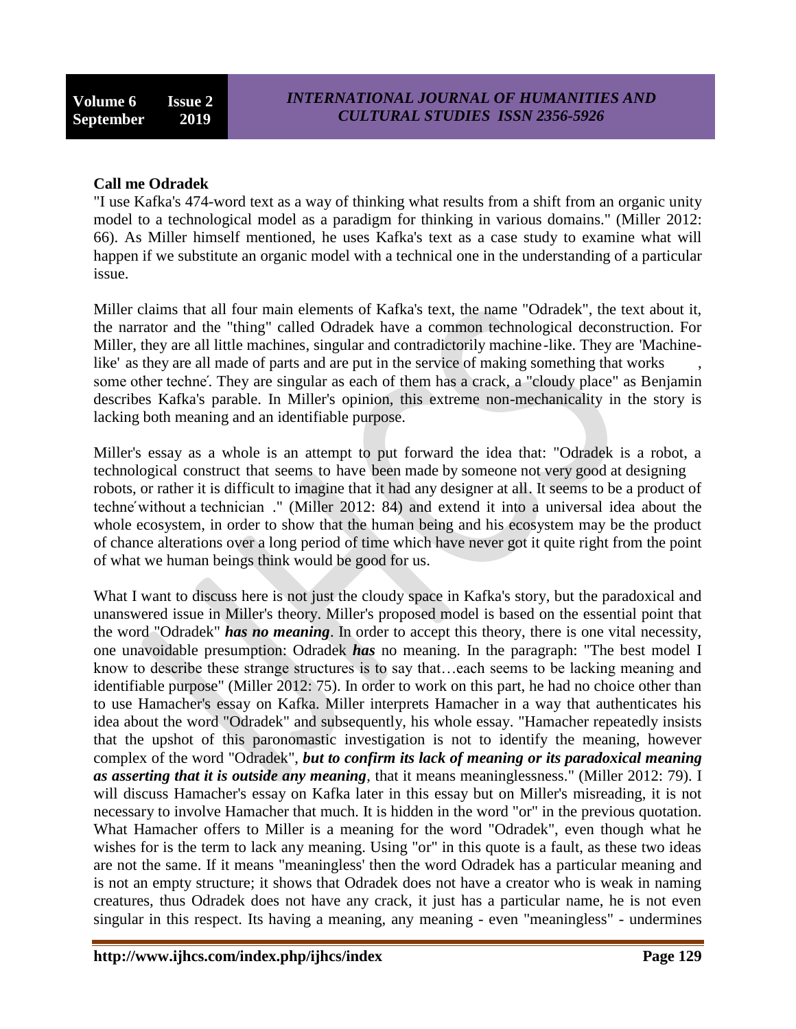**Call me Odradek**

"I use Kafka's 474-word text as a way of thinking what results from a shift from an organic unity model to a technological model as a paradigm for thinking in various domains." (Miller 2012: 66). As Miller himself mentioned, he uses Kafka's text as a case study to examine what will happen if we substitute an organic model with a technical one in the understanding of a particular issue.

Miller claims that all four main elements of Kafka's text, the name "Odradek", the text about it, the narrator and the "thing" called Odradek have a common technological deconstruction. For Miller, they are all little machines, singular and contradictorily machine-like. They are 'Machine-like' as they are all made of parts and are put in the service of making something that works , some other techne ́. They are singular as each of them has a crack, a "cloudy place" as Benjamin describes Kafka's parable. In Miller's opinion, this extreme non-mechanicality in the story is lacking both meaning and an identifiable purpose.

Miller's essay as a whole is an attempt to put forward the idea that: "Odradek is a robot, a technological construct that seems to have been made by someone not very good at designing robots, or rather it is difficult to imagine that it had any designer at all. It seems to be a product of techne ́ without a technician ." (Miller 2012: 84) and extend it into a universal idea about the whole ecosystem, in order to show that the human being and his ecosystem may be the product of chance alterations over a long period of time which have never got it quite right from the point of what we human beings think would be good for us.

What I want to discuss here is not just the cloudy space in Kafka's story, but the paradoxical and unanswered issue in Miller's theory. Miller's proposed model is based on the essential point that the word "Odradek" ***has no meaning***. In order to accept this theory, there is one vital necessity, one unavoidable presumption: Odradek ***has*** no meaning. In the paragraph: "The best model I know to describe these strange structures is to say that…each seems to be lacking meaning and identifiable purpose" (Miller 2012: 75). In order to work on this part, he had no choice other than to use Hamacher's essay on Kafka. Miller interprets Hamacher in a way that authenticates his idea about the word "Odradek" and subsequently, his whole essay. "Hamacher repeatedly insists that the upshot of this paronomastic investigation is not to identify the meaning, however complex of the word "Odradek", ***but to confirm its lack of meaning or its paradoxical meaning as asserting that it is outside any meaning***, that it means meaninglessness." (Miller 2012: 79). I will discuss Hamacher's essay on Kafka later in this essay but on Miller's misreading, it is not necessary to involve Hamacher that much. It is hidden in the word "or" in the previous quotation. What Hamacher offers to Miller is a meaning for the word "Odradek", even though what he wishes for is the term to lack any meaning. Using "or" in this quote is a fault, as these two ideas are not the same. If it means "meaningless' then the word Odradek has a particular meaning and is not an empty structure; it shows that Odradek does not have a creator who is weak in naming creatures, thus Odradek does not have any crack, it just has a particular name, he is not even singular in this respect. Its having a meaning, any meaning - even "meaningless" - undermines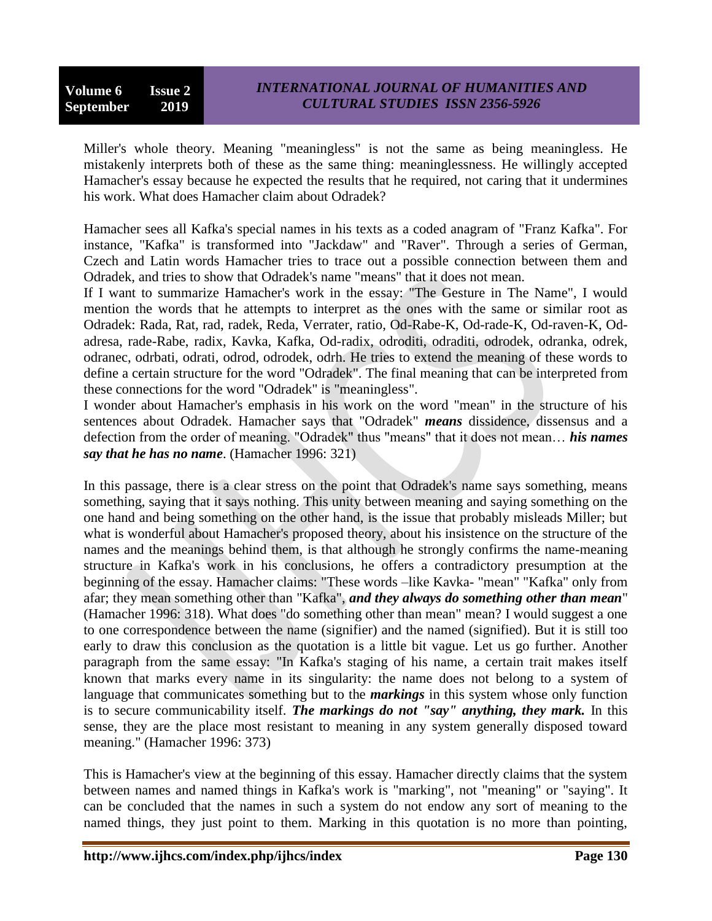Miller's whole theory. Meaning "meaningless" is not the same as being meaningless. He mistakenly interprets both of these as the same thing: meaninglessness. He willingly accepted Hamacher's essay because he expected the results that he required, not caring that it undermines his work. What does Hamacher claim about Odradek?

Hamacher sees all Kafka's special names in his texts as a coded anagram of "Franz Kafka". For instance, "Kafka" is transformed into "Jackdaw" and "Raver". Through a series of German, Czech and Latin words Hamacher tries to trace out a possible connection between them and Odradek, and tries to show that Odradek's name "means" that it does not mean.

If I want to summarize Hamacher's work in the essay: "The Gesture in The Name", I would mention the words that he attempts to interpret as the ones with the same or similar root as Odradek: Rada, Rat, rad, radek, Reda, Verrater, ratio, Od-Rabe-K, Od-rade-K, Od-raven-K, Od-adresa, rade-Rabe, radix, Kavka, Kafka, Od-radix, odroditi, odraditi, odrodek, odranka, odrek, odranec, odrbati, odrati, odrod, odrodek, odrh. He tries to extend the meaning of these words to define a certain structure for the word "Odradek". The final meaning that can be interpreted from these connections for the word "Odradek" is "meaningless".

I wonder about Hamacher's emphasis in his work on the word "mean" in the structure of his sentences about Odradek. Hamacher says that "Odradek" ***means*** dissidence, dissensus and a defection from the order of meaning. "Odradek" thus "means" that it does not mean… ***his names say that he has no name***. (Hamacher 1996: 321)

In this passage, there is a clear stress on the point that Odradek's name says something, means something, saying that it says nothing. This unity between meaning and saying something on the one hand and being something on the other hand, is the issue that probably misleads Miller; but what is wonderful about Hamacher's proposed theory, about his insistence on the structure of the names and the meanings behind them, is that although he strongly confirms the name-meaning structure in Kafka's work in his conclusions, he offers a contradictory presumption at the beginning of the essay. Hamacher claims: "These words –like Kavka- "mean" "Kafka" only from afar; they mean something other than "Kafka", ***and they always do something other than mean***" (Hamacher 1996: 318). What does "do something other than mean" mean? I would suggest a one to one correspondence between the name (signifier) and the named (signified). But it is still too early to draw this conclusion as the quotation is a little bit vague. Let us go further. Another paragraph from the same essay: "In Kafka's staging of his name, a certain trait makes itself known that marks every name in its singularity: the name does not belong to a system of language that communicates something but to the ***markings*** in this system whose only function is to secure communicability itself. ***The markings do not "say" anything, they mark.*** In this sense, they are the place most resistant to meaning in any system generally disposed toward meaning." (Hamacher 1996: 373)

This is Hamacher's view at the beginning of this essay. Hamacher directly claims that the system between names and named things in Kafka's work is "marking", not "meaning" or "saying". It can be concluded that the names in such a system do not endow any sort of meaning to the named things, they just point to them. Marking in this quotation is no more than pointing,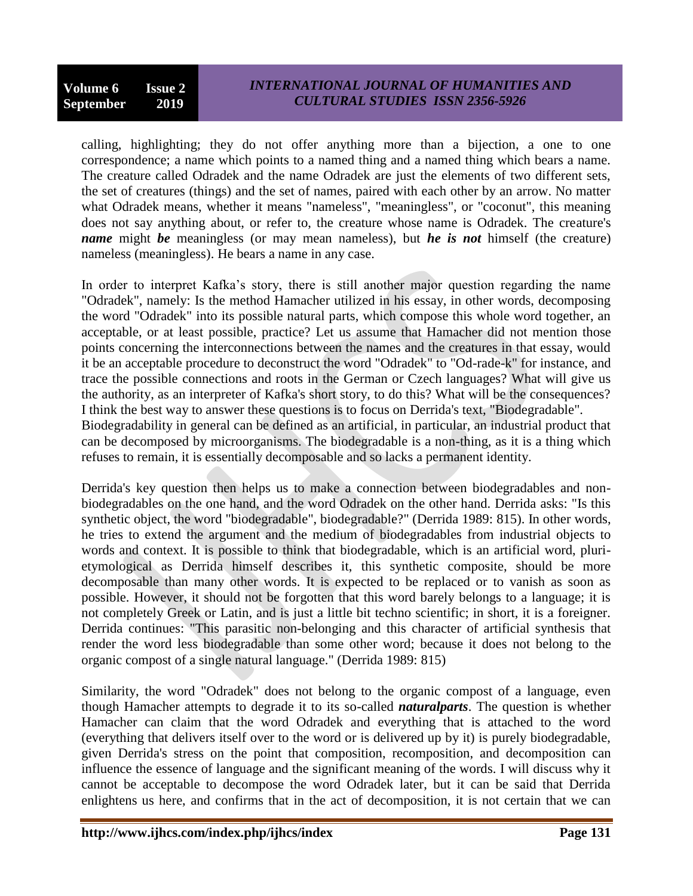calling, highlighting; they do not offer anything more than a bijection, a one to one correspondence; a name which points to a named thing and a named thing which bears a name. The creature called Odradek and the name Odradek are just the elements of two different sets, the set of creatures (things) and the set of names, paired with each other by an arrow. No matter what Odradek means, whether it means "nameless", "meaningless", or "coconut", this meaning does not say anything about, or refer to, the creature whose name is Odradek. The creature's ***name*** might ***be*** meaningless (or may mean nameless), but ***he is not*** himself (the creature) nameless (meaningless). He bears a name in any case.

In order to interpret Kafka's story, there is still another major question regarding the name "Odradek", namely: Is the method Hamacher utilized in his essay, in other words, decomposing the word "Odradek" into its possible natural parts, which compose this whole word together, an acceptable, or at least possible, practice? Let us assume that Hamacher did not mention those points concerning the interconnections between the names and the creatures in that essay, would it be an acceptable procedure to deconstruct the word "Odradek" to "Od-rade-k" for instance, and trace the possible connections and roots in the German or Czech languages? What will give us the authority, as an interpreter of Kafka's short story, to do this? What will be the consequences? I think the best way to answer these questions is to focus on Derrida's text, "Biodegradable".
Biodegradability in general can be defined as an artificial, in particular, an industrial product that can be decomposed by microorganisms. The biodegradable is a non-thing, as it is a thing which refuses to remain, it is essentially decomposable and so lacks a permanent identity.

Derrida's key question then helps us to make a connection between biodegradables and non-biodegradables on the one hand, and the word Odradek on the other hand. Derrida asks: "Is this synthetic object, the word "biodegradable", biodegradable?" (Derrida 1989: 815). In other words, he tries to extend the argument and the medium of biodegradables from industrial objects to words and context. It is possible to think that biodegradable, which is an artificial word, pluri-etymological as Derrida himself describes it, this synthetic composite, should be more decomposable than many other words. It is expected to be replaced or to vanish as soon as possible. However, it should not be forgotten that this word barely belongs to a language; it is not completely Greek or Latin, and is just a little bit techno scientific; in short, it is a foreigner. Derrida continues: "This parasitic non-belonging and this character of artificial synthesis that render the word less biodegradable than some other word; because it does not belong to the organic compost of a single natural language." (Derrida 1989: 815)

Similarity, the word "Odradek" does not belong to the organic compost of a language, even though Hamacher attempts to degrade it to its so-called ***naturalparts***. The question is whether Hamacher can claim that the word Odradek and everything that is attached to the word (everything that delivers itself over to the word or is delivered up by it) is purely biodegradable, given Derrida's stress on the point that composition, recomposition, and decomposition can influence the essence of language and the significant meaning of the words. I will discuss why it cannot be acceptable to decompose the word Odradek later, but it can be said that Derrida enlightens us here, and confirms that in the act of decomposition, it is not certain that we can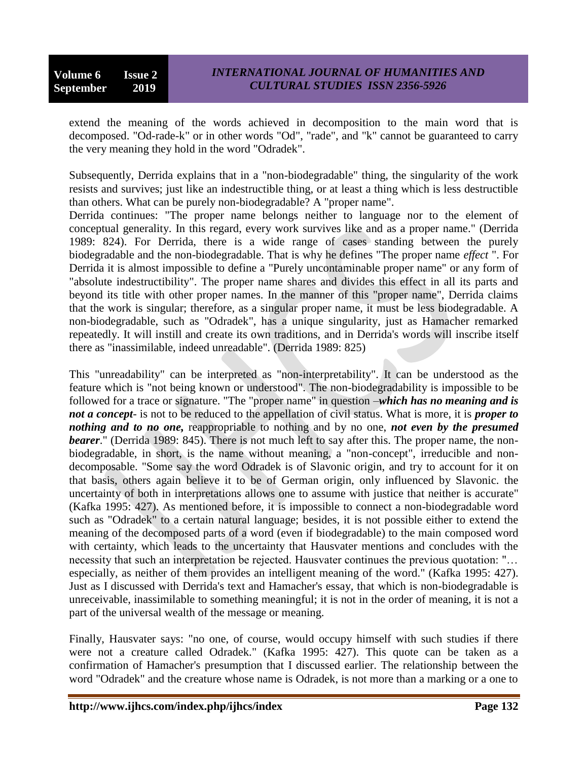extend the meaning of the words achieved in decomposition to the main word that is decomposed. "Od-rade-k" or in other words "Od", "rade", and "k" cannot be guaranteed to carry the very meaning they hold in the word "Odradek".

Subsequently, Derrida explains that in a "non-biodegradable" thing, the singularity of the work resists and survives; just like an indestructible thing, or at least a thing which is less destructible than others. What can be purely non-biodegradable? A "proper name".
Derrida continues: "The proper name belongs neither to language nor to the element of conceptual generality. In this regard, every work survives like and as a proper name." (Derrida 1989: 824). For Derrida, there is a wide range of cases standing between the purely biodegradable and the non-biodegradable. That is why he defines "The proper name *effect* ". For Derrida it is almost impossible to define a "Purely uncontaminable proper name" or any form of "absolute indestructibility". The proper name shares and divides this effect in all its parts and beyond its title with other proper names. In the manner of this "proper name", Derrida claims that the work is singular; therefore, as a singular proper name, it must be less biodegradable. A non-biodegradable, such as "Odradek", has a unique singularity, just as Hamacher remarked repeatedly. It will instill and create its own traditions, and in Derrida's words will inscribe itself there as "inassimilable, indeed unreadable". (Derrida 1989: 825)

This "unreadability" can be interpreted as "non-interpretability". It can be understood as the feature which is "not being known or understood". The non-biodegradability is impossible to be followed for a trace or signature. "The "proper name" in question –***which has no meaning and is not a concept***- is not to be reduced to the appellation of civil status. What is more, it is ***proper to nothing and to no one,*** reappropriable to nothing and by no one, ***not even by the presumed bearer***." (Derrida 1989: 845). There is not much left to say after this. The proper name, the non-biodegradable, in short, is the name without meaning, a "non-concept", irreducible and non-decomposable. "Some say the word Odradek is of Slavonic origin, and try to account for it on that basis, others again believe it to be of German origin, only influenced by Slavonic. the uncertainty of both in interpretations allows one to assume with justice that neither is accurate" (Kafka 1995: 427). As mentioned before, it is impossible to connect a non-biodegradable word such as "Odradek" to a certain natural language; besides, it is not possible either to extend the meaning of the decomposed parts of a word (even if biodegradable) to the main composed word with certainty, which leads to the uncertainty that Hausvater mentions and concludes with the necessity that such an interpretation be rejected. Hausvater continues the previous quotation: "… especially, as neither of them provides an intelligent meaning of the word." (Kafka 1995: 427). Just as I discussed with Derrida's text and Hamacher's essay, that which is non-biodegradable is unreceivable, inassimilable to something meaningful; it is not in the order of meaning, it is not a part of the universal wealth of the message or meaning.

Finally, Hausvater says: "no one, of course, would occupy himself with such studies if there were not a creature called Odradek." (Kafka 1995: 427). This quote can be taken as a confirmation of Hamacher's presumption that I discussed earlier. The relationship between the word "Odradek" and the creature whose name is Odradek, is not more than a marking or a one to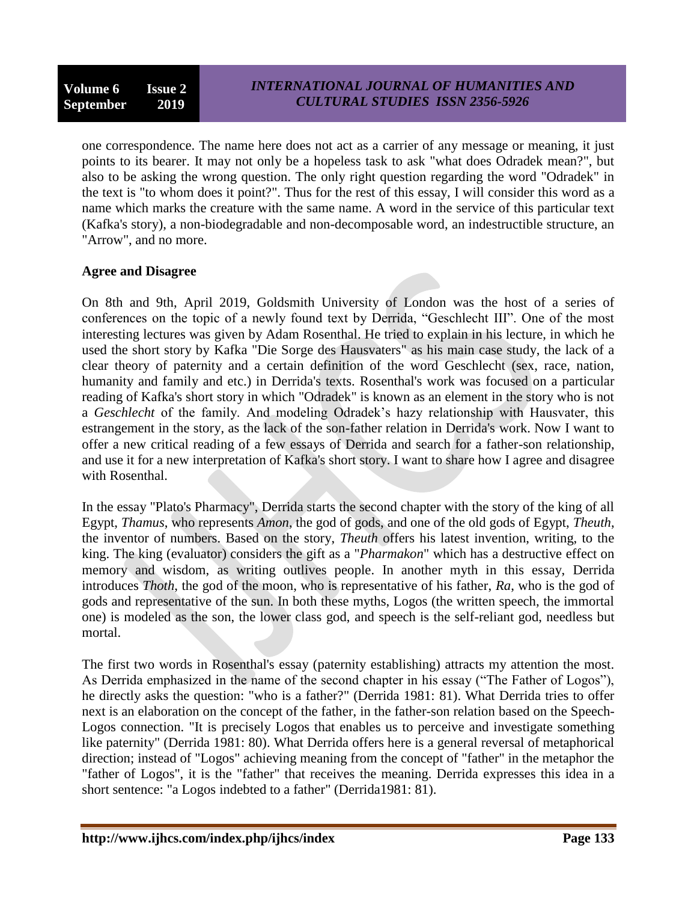one correspondence. The name here does not act as a carrier of any message or meaning, it just points to its bearer. It may not only be a hopeless task to ask "what does Odradek mean?", but also to be asking the wrong question. The only right question regarding the word "Odradek" in the text is "to whom does it point?". Thus for the rest of this essay, I will consider this word as a name which marks the creature with the same name. A word in the service of this particular text (Kafka's story), a non-biodegradable and non-decomposable word, an indestructible structure, an "Arrow", and no more.

**Agree and Disagree**

On 8th and 9th, April 2019, Goldsmith University of London was the host of a series of conferences on the topic of a newly found text by Derrida, "Geschlecht III". One of the most interesting lectures was given by Adam Rosenthal. He tried to explain in his lecture, in which he used the short story by Kafka "Die Sorge des Hausvaters" as his main case study, the lack of a clear theory of paternity and a certain definition of the word Geschlecht (sex, race, nation, humanity and family and etc.) in Derrida's texts. Rosenthal's work was focused on a particular reading of Kafka's short story in which "Odradek" is known as an element in the story who is not a *Geschlecht* of the family. And modeling Odradek's hazy relationship with Hausvater, this estrangement in the story, as the lack of the son-father relation in Derrida's work. Now I want to offer a new critical reading of a few essays of Derrida and search for a father-son relationship, and use it for a new interpretation of Kafka's short story. I want to share how I agree and disagree with Rosenthal.

In the essay "Plato's Pharmacy", Derrida starts the second chapter with the story of the king of all Egypt, *Thamus*, who represents *Amon*, the god of gods, and one of the old gods of Egypt, *Theuth*, the inventor of numbers. Based on the story, *Theuth* offers his latest invention, writing, to the king. The king (evaluator) considers the gift as a "*Pharmakon*" which has a destructive effect on memory and wisdom, as writing outlives people. In another myth in this essay, Derrida introduces *Thoth*, the god of the moon, who is representative of his father, *Ra*, who is the god of gods and representative of the sun. In both these myths, Logos (the written speech, the immortal one) is modeled as the son, the lower class god, and speech is the self-reliant god, needless but mortal.

The first two words in Rosenthal's essay (paternity establishing) attracts my attention the most. As Derrida emphasized in the name of the second chapter in his essay ("The Father of Logos"), he directly asks the question: "who is a father?" (Derrida 1981: 81). What Derrida tries to offer next is an elaboration on the concept of the father, in the father-son relation based on the Speech-Logos connection. "It is precisely Logos that enables us to perceive and investigate something like paternity" (Derrida 1981: 80). What Derrida offers here is a general reversal of metaphorical direction; instead of "Logos" achieving meaning from the concept of "father" in the metaphor the "father of Logos", it is the "father" that receives the meaning. Derrida expresses this idea in a short sentence: "a Logos indebted to a father" (Derrida1981: 81).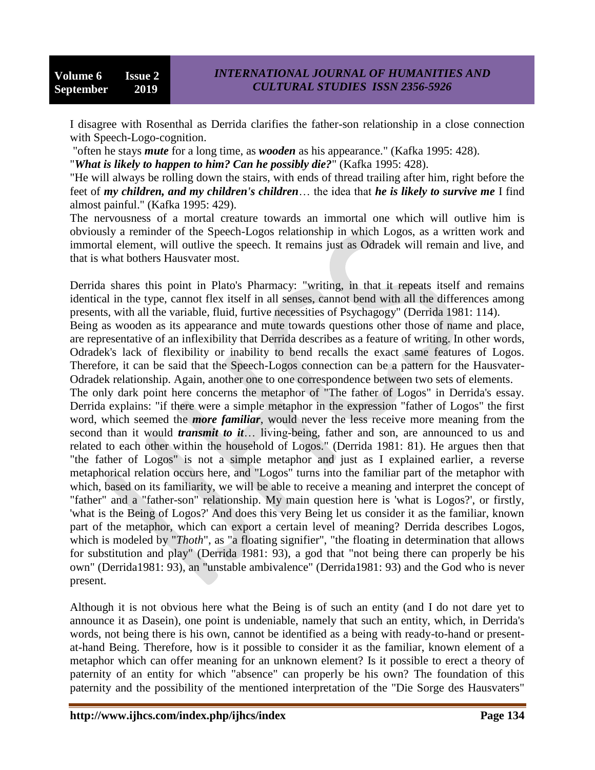I disagree with Rosenthal as Derrida clarifies the father-son relationship in a close connection with Speech-Logo-cognition.

"often he stays ***mute*** for a long time, as ***wooden*** as his appearance." (Kafka 1995: 428).

"***What is likely to happen to him? Can he possibly die?***" (Kafka 1995: 428).

"He will always be rolling down the stairs, with ends of thread trailing after him, right before the feet of ***my children, and my children's children***… the idea that ***he is likely to survive me*** I find almost painful." (Kafka 1995: 429).

The nervousness of a mortal creature towards an immortal one which will outlive him is obviously a reminder of the Speech-Logos relationship in which Logos, as a written work and immortal element, will outlive the speech. It remains just as Odradek will remain and live, and that is what bothers Hausvater most.

Derrida shares this point in Plato's Pharmacy: "writing, in that it repeats itself and remains identical in the type, cannot flex itself in all senses, cannot bend with all the differences among presents, with all the variable, fluid, furtive necessities of Psychagogy" (Derrida 1981: 114).

Being as wooden as its appearance and mute towards questions other those of name and place, are representative of an inflexibility that Derrida describes as a feature of writing. In other words, Odradek's lack of flexibility or inability to bend recalls the exact same features of Logos. Therefore, it can be said that the Speech-Logos connection can be a pattern for the Hausvater-Odradek relationship. Again, another one to one correspondence between two sets of elements.

The only dark point here concerns the metaphor of "The father of Logos" in Derrida's essay. Derrida explains: "if there were a simple metaphor in the expression "father of Logos" the first word, which seemed the ***more familiar***, would never the less receive more meaning from the second than it would ***transmit to it***… living-being, father and son, are announced to us and related to each other within the household of Logos." (Derrida 1981: 81). He argues then that "the father of Logos" is not a simple metaphor and just as I explained earlier, a reverse metaphorical relation occurs here, and "Logos" turns into the familiar part of the metaphor with which, based on its familiarity, we will be able to receive a meaning and interpret the concept of "father" and a "father-son" relationship. My main question here is 'what is Logos?', or firstly, 'what is the Being of Logos?' And does this very Being let us consider it as the familiar, known part of the metaphor, which can export a certain level of meaning? Derrida describes Logos, which is modeled by "*Thoth*", as "a floating signifier", "the floating in determination that allows for substitution and play" (Derrida 1981: 93), a god that "not being there can properly be his own" (Derrida1981: 93), an "unstable ambivalence" (Derrida1981: 93) and the God who is never present.

Although it is not obvious here what the Being is of such an entity (and I do not dare yet to announce it as Dasein), one point is undeniable, namely that such an entity, which, in Derrida's words, not being there is his own, cannot be identified as a being with ready-to-hand or present-at-hand Being. Therefore, how is it possible to consider it as the familiar, known element of a metaphor which can offer meaning for an unknown element? Is it possible to erect a theory of paternity of an entity for which "absence" can properly be his own? The foundation of this paternity and the possibility of the mentioned interpretation of the "Die Sorge des Hausvaters"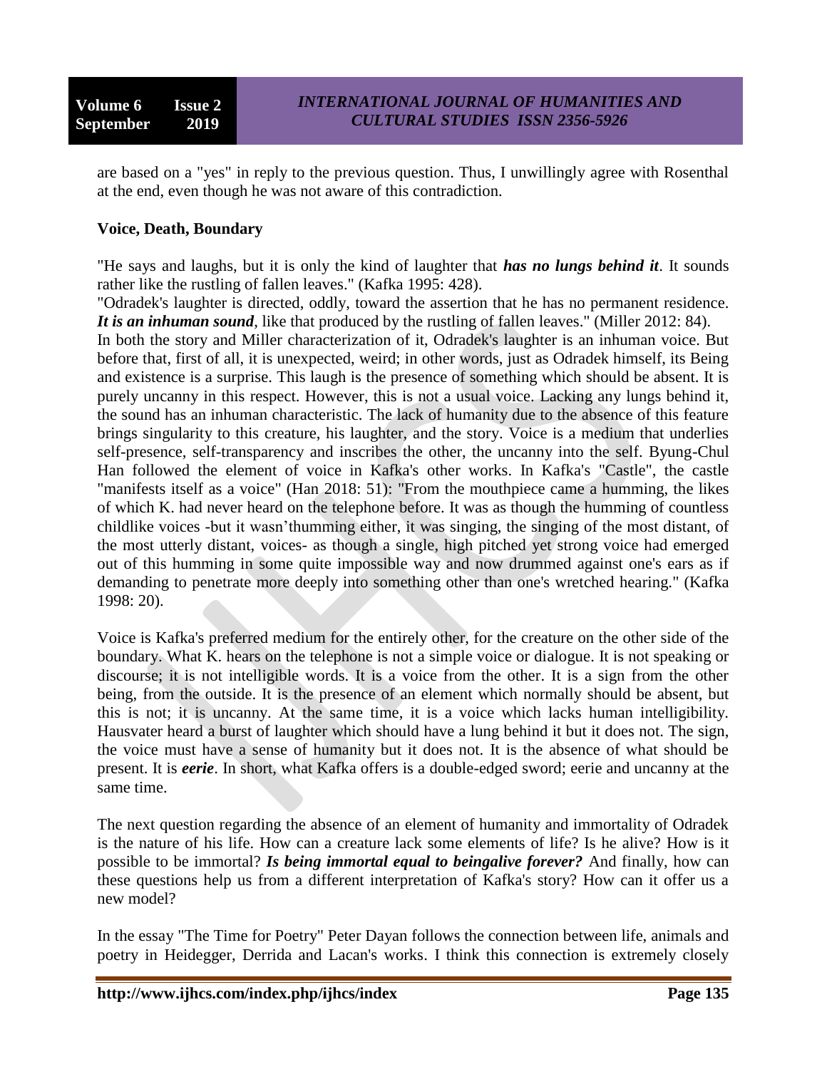are based on a "yes" in reply to the previous question. Thus, I unwillingly agree with Rosenthal at the end, even though he was not aware of this contradiction.

**Voice, Death, Boundary**

"He says and laughs, but it is only the kind of laughter that ***has no lungs behind it***. It sounds rather like the rustling of fallen leaves." (Kafka 1995: 428).

"Odradek's laughter is directed, oddly, toward the assertion that he has no permanent residence. ***It is an inhuman sound***, like that produced by the rustling of fallen leaves." (Miller 2012: 84).

In both the story and Miller characterization of it, Odradek's laughter is an inhuman voice. But before that, first of all, it is unexpected, weird; in other words, just as Odradek himself, its Being and existence is a surprise. This laugh is the presence of something which should be absent. It is purely uncanny in this respect. However, this is not a usual voice. Lacking any lungs behind it, the sound has an inhuman characteristic. The lack of humanity due to the absence of this feature brings singularity to this creature, his laughter, and the story. Voice is a medium that underlies self-presence, self-transparency and inscribes the other, the uncanny into the self. Byung-Chul Han followed the element of voice in Kafka's other works. In Kafka's "Castle", the castle "manifests itself as a voice" (Han 2018: 51): "From the mouthpiece came a humming, the likes of which K. had never heard on the telephone before. It was as though the humming of countless childlike voices -but it wasn'thumming either, it was singing, the singing of the most distant, of the most utterly distant, voices- as though a single, high pitched yet strong voice had emerged out of this humming in some quite impossible way and now drummed against one's ears as if demanding to penetrate more deeply into something other than one's wretched hearing." (Kafka 1998: 20).

Voice is Kafka's preferred medium for the entirely other, for the creature on the other side of the boundary. What K. hears on the telephone is not a simple voice or dialogue. It is not speaking or discourse; it is not intelligible words. It is a voice from the other. It is a sign from the other being, from the outside. It is the presence of an element which normally should be absent, but this is not; it is uncanny. At the same time, it is a voice which lacks human intelligibility. Hausvater heard a burst of laughter which should have a lung behind it but it does not. The sign, the voice must have a sense of humanity but it does not. It is the absence of what should be present. It is ***eerie***. In short, what Kafka offers is a double-edged sword; eerie and uncanny at the same time.

The next question regarding the absence of an element of humanity and immortality of Odradek is the nature of his life. How can a creature lack some elements of life? Is he alive? How is it possible to be immortal? ***Is being immortal equal to beingalive forever?*** And finally, how can these questions help us from a different interpretation of Kafka's story? How can it offer us a new model?

In the essay "The Time for Poetry" Peter Dayan follows the connection between life, animals and poetry in Heidegger, Derrida and Lacan's works. I think this connection is extremely closely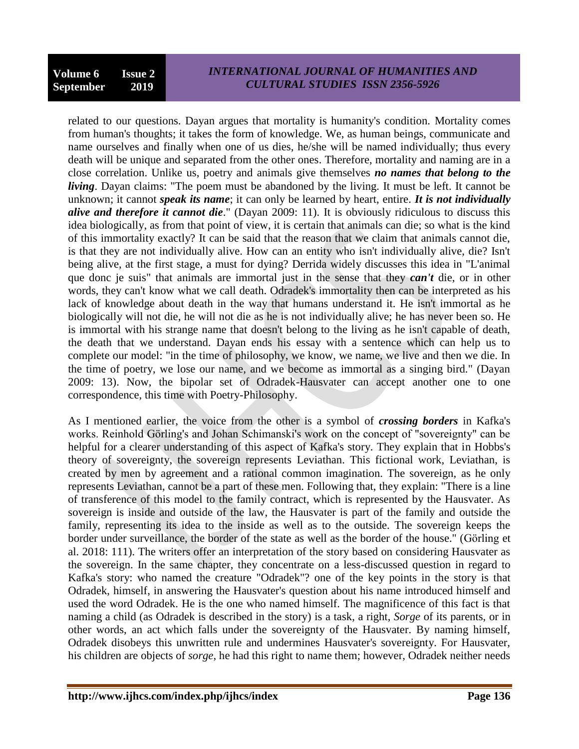related to our questions. Dayan argues that mortality is humanity's condition. Mortality comes from human's thoughts; it takes the form of knowledge. We, as human beings, communicate and name ourselves and finally when one of us dies, he/she will be named individually; thus every death will be unique and separated from the other ones. Therefore, mortality and naming are in a close correlation. Unlike us, poetry and animals give themselves ***no names that belong to the living***. Dayan claims: "The poem must be abandoned by the living. It must be left. It cannot be unknown; it cannot ***speak its name***; it can only be learned by heart, entire. ***It is not individually alive and therefore it cannot die***." (Dayan 2009: 11). It is obviously ridiculous to discuss this idea biologically, as from that point of view, it is certain that animals can die; so what is the kind of this immortality exactly? It can be said that the reason that we claim that animals cannot die, is that they are not individually alive. How can an entity who isn't individually alive, die? Isn't being alive, at the first stage, a must for dying? Derrida widely discusses this idea in "L'animal que donc je suis" that animals are immortal just in the sense that they ***can't*** die, or in other words, they can't know what we call death. Odradek's immortality then can be interpreted as his lack of knowledge about death in the way that humans understand it. He isn't immortal as he biologically will not die, he will not die as he is not individually alive; he has never been so. He is immortal with his strange name that doesn't belong to the living as he isn't capable of death, the death that we understand. Dayan ends his essay with a sentence which can help us to complete our model: "in the time of philosophy, we know, we name, we live and then we die. In the time of poetry, we lose our name, and we become as immortal as a singing bird." (Dayan 2009: 13). Now, the bipolar set of Odradek-Hausvater can accept another one to one correspondence, this time with Poetry-Philosophy.

As I mentioned earlier, the voice from the other is a symbol of ***crossing borders*** in Kafka's works. Reinhold Görling's and Johan Schimanski's work on the concept of "sovereignty" can be helpful for a clearer understanding of this aspect of Kafka's story. They explain that in Hobbs's theory of sovereignty, the sovereign represents Leviathan. This fictional work, Leviathan, is created by men by agreement and a rational common imagination. The sovereign, as he only represents Leviathan, cannot be a part of these men. Following that, they explain: "There is a line of transference of this model to the family contract, which is represented by the Hausvater. As sovereign is inside and outside of the law, the Hausvater is part of the family and outside the family, representing its idea to the inside as well as to the outside. The sovereign keeps the border under surveillance, the border of the state as well as the border of the house." (Görling et al. 2018: 111). The writers offer an interpretation of the story based on considering Hausvater as the sovereign. In the same chapter, they concentrate on a less-discussed question in regard to Kafka's story: who named the creature "Odradek"? one of the key points in the story is that Odradek, himself, in answering the Hausvater's question about his name introduced himself and used the word Odradek. He is the one who named himself. The magnificence of this fact is that naming a child (as Odradek is described in the story) is a task, a right, *Sorge* of its parents, or in other words, an act which falls under the sovereignty of the Hausvater. By naming himself, Odradek disobeys this unwritten rule and undermines Hausvater's sovereignty. For Hausvater, his children are objects of *sorge*, he had this right to name them; however, Odradek neither needs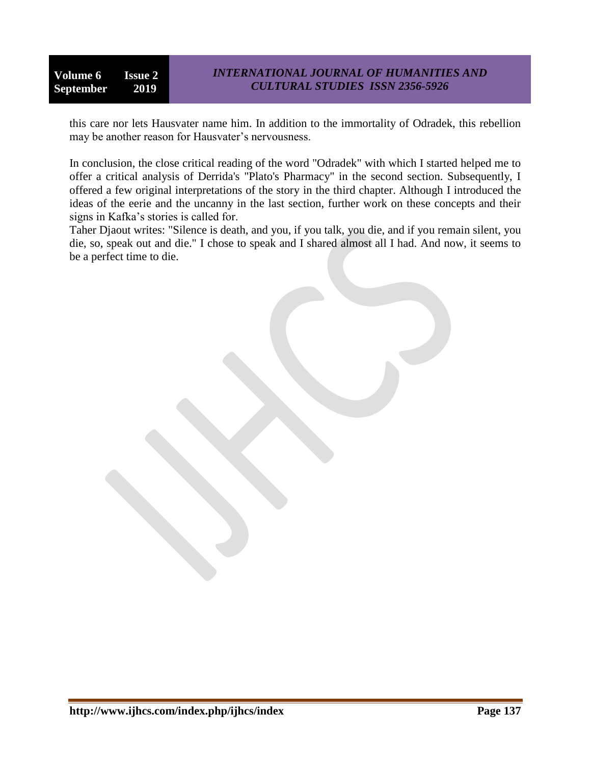this care nor lets Hausvater name him. In addition to the immortality of Odradek, this rebellion may be another reason for Hausvater's nervousness.

In conclusion, the close critical reading of the word "Odradek" with which I started helped me to offer a critical analysis of Derrida's "Plato's Pharmacy" in the second section. Subsequently, I offered a few original interpretations of the story in the third chapter. Although I introduced the ideas of the eerie and the uncanny in the last section, further work on these concepts and their signs in Kafka's stories is called for.

Taher Djaout writes: "Silence is death, and you, if you talk, you die, and if you remain silent, you die, so, speak out and die." I chose to speak and I shared almost all I had. And now, it seems to be a perfect time to die.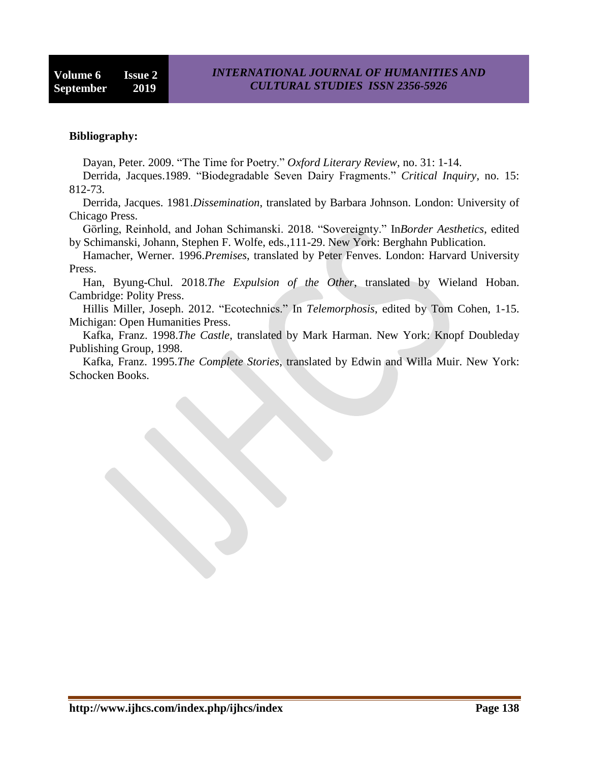**Bibliography:**

Dayan, Peter. 2009. "The Time for Poetry." *Oxford Literary Review*, no. 31: 1-14.

Derrida, Jacques.1989. "Biodegradable Seven Dairy Fragments." *Critical Inquiry*, no. 15: 812-73.

Derrida, Jacques. 1981.*Dissemination*, translated by Barbara Johnson. London: University of Chicago Press.

Görling, Reinhold, and Johan Schimanski. 2018. "Sovereignty." In*Border Aesthetics*, edited by Schimanski, Johann, Stephen F. Wolfe, eds.,111-29. New York: Berghahn Publication.

Hamacher, Werner. 1996.*Premises*, translated by Peter Fenves. London: Harvard University Press.

Han, Byung-Chul. 2018.*The Expulsion of the Other*, translated by Wieland Hoban. Cambridge: Polity Press.

Hillis Miller, Joseph. 2012. "Ecotechnics." In *Telemorphosis*, edited by Tom Cohen, 1-15. Michigan: Open Humanities Press.

Kafka, Franz. 1998.*The Castle*, translated by Mark Harman. New York: Knopf Doubleday Publishing Group, 1998.

Kafka, Franz. 1995.*The Complete Stories*, translated by Edwin and Willa Muir. New York: Schocken Books.